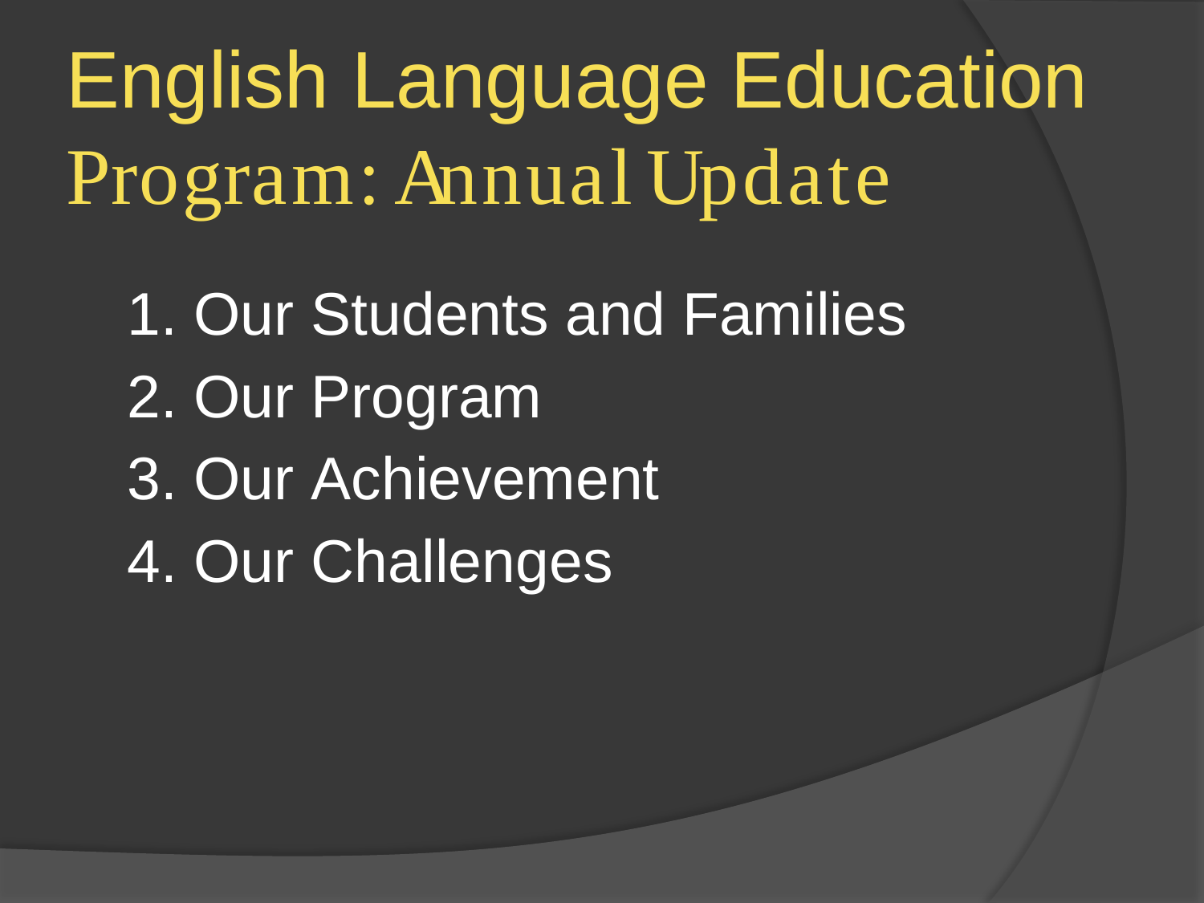# English Language Education Program: Annual Update

1. Our Students and Families
2. Our Program
3. Our Achievement
4. Our Challenges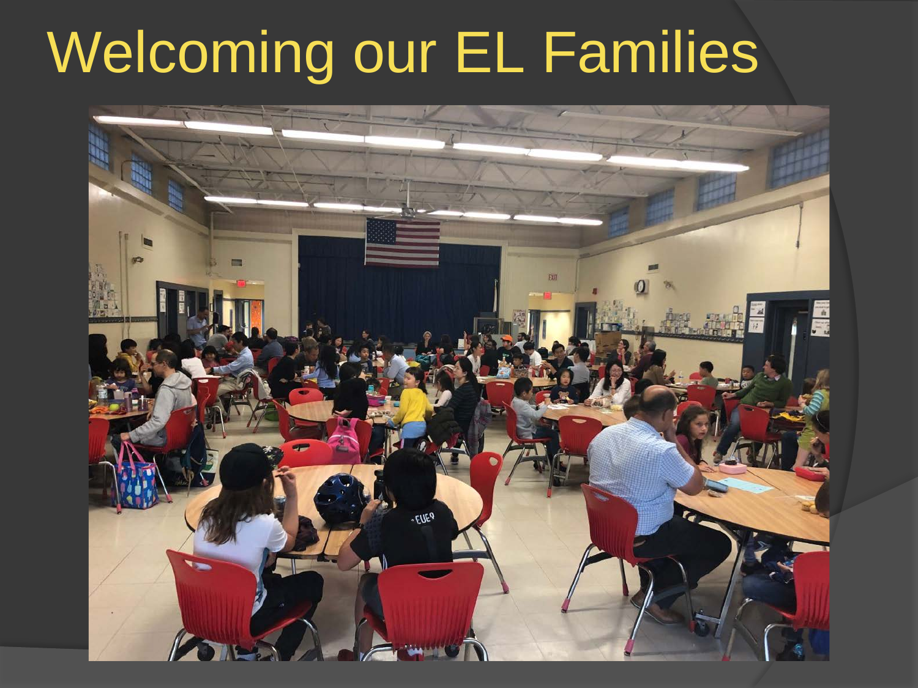# Welcoming our EL Families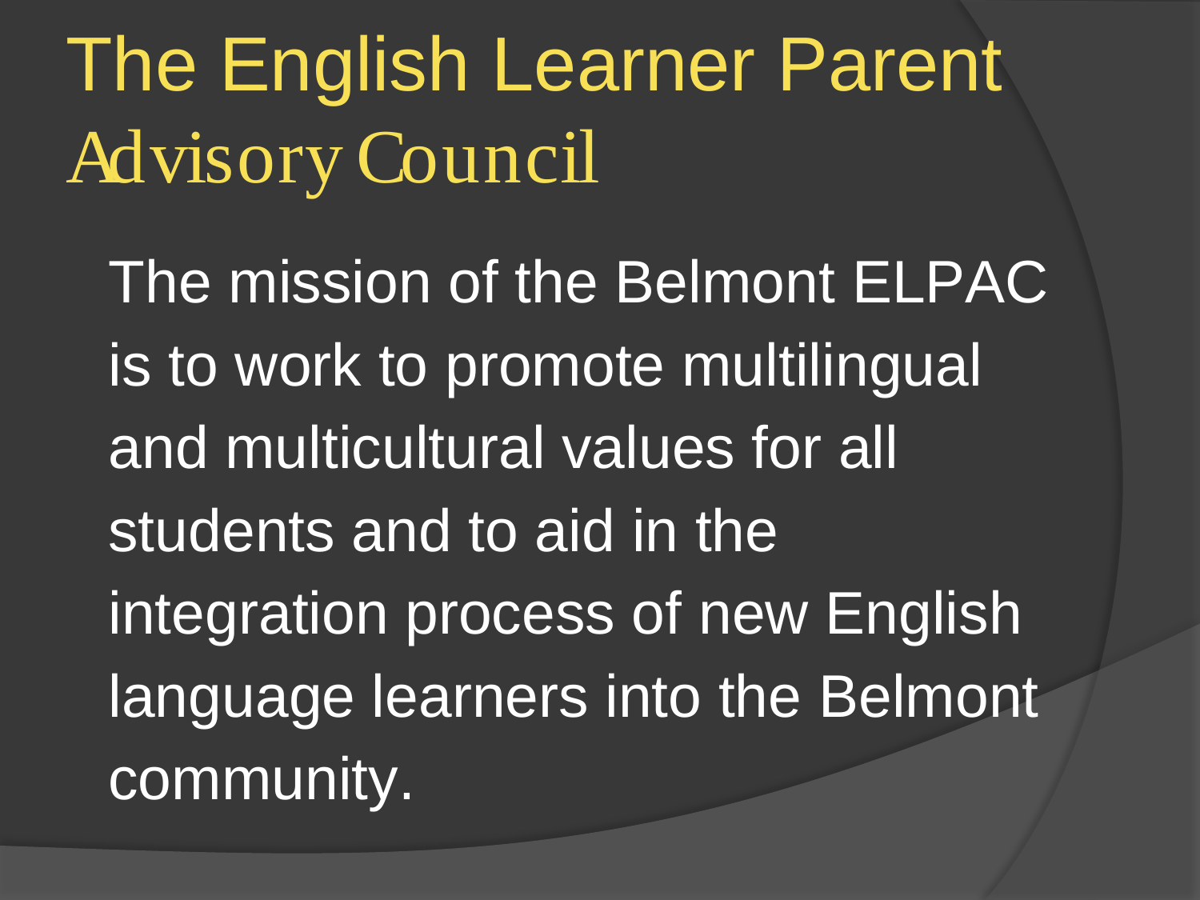# The English Learner Parent Advisory Council

The mission of the Belmont ELPAC is to work to promote multilingual and multicultural values for all students and to aid in the integration process of new English language learners into the Belmont community.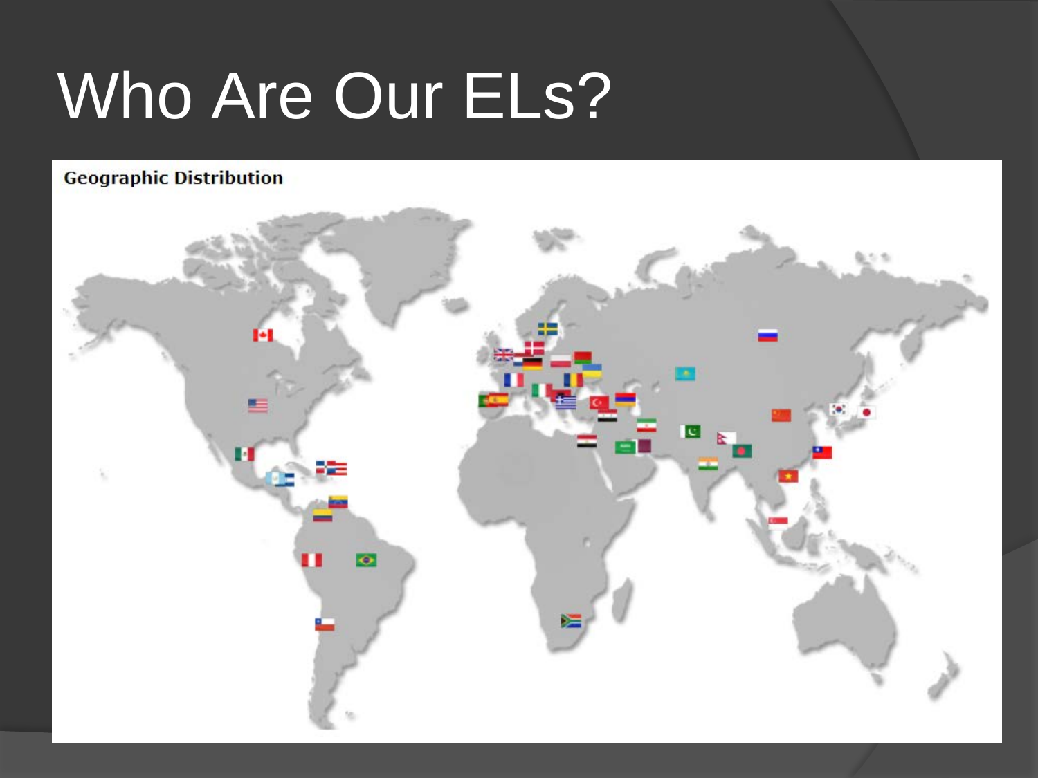# Who Are Our ELs?

**Geographic Distribution**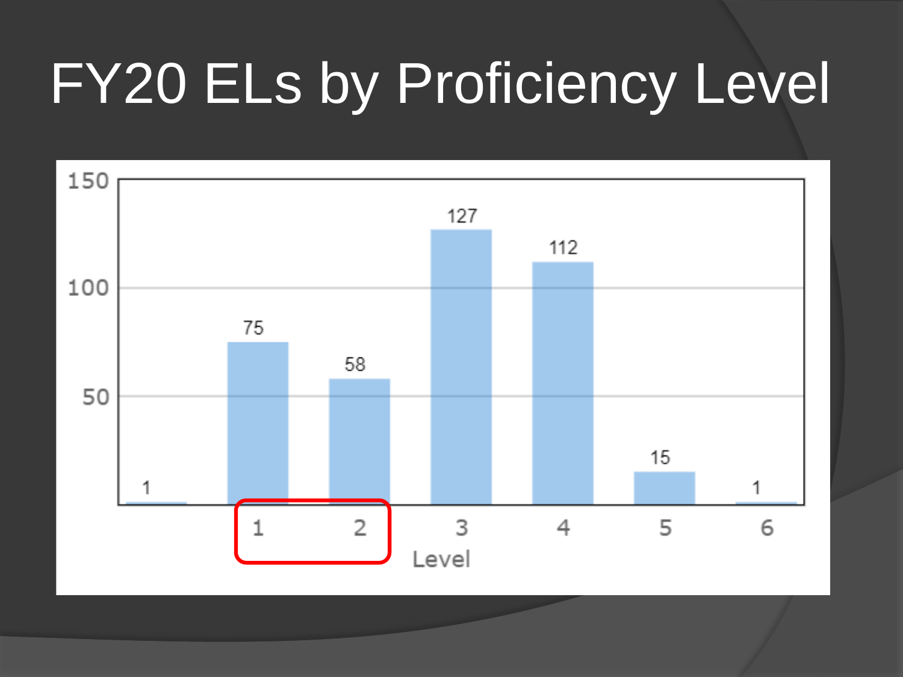# FY20 ELs by Proficiency Level

| Level | Count |
| --- | --- |
| (blank) | 1 |
| 1 | 75 |
| 2 | 58 |
| 3 | 127 |
| 4 | 112 |
| 5 | 15 |
| 6 | 1 |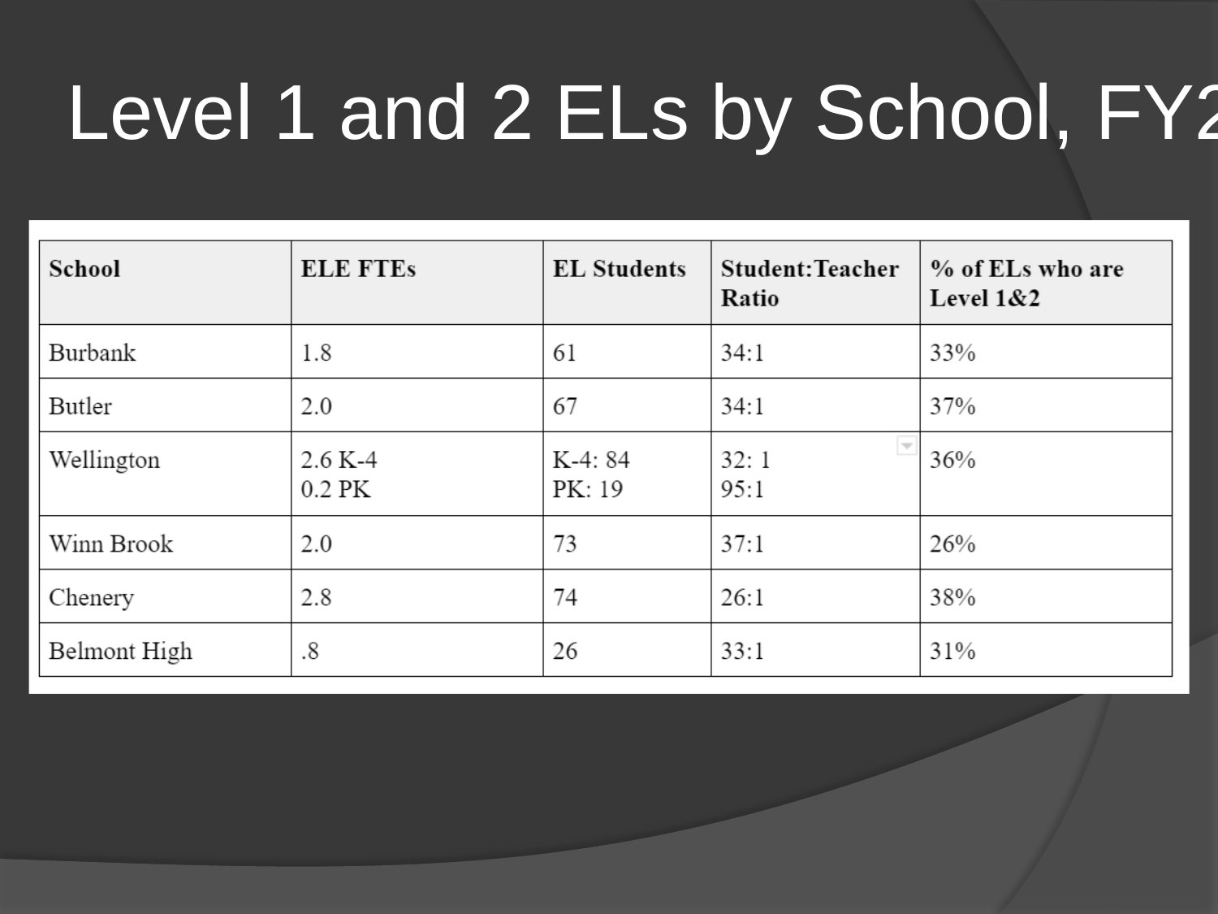# Level 1 and 2 ELs by School, FY2

| School | ELE FTEs | EL Students | Student:Teacher Ratio | % of ELs who are Level 1&2 |
|---|---|---|---|---|
| Burbank | 1.8 | 61 | 34:1 | 33% |
| Butler | 2.0 | 67 | 34:1 | 37% |
| Wellington | 2.6 K-4<br>0.2 PK | K-4: 84<br>PK: 19 | 32: 1<br>95:1 | 36% |
| Winn Brook | 2.0 | 73 | 37:1 | 26% |
| Chenery | 2.8 | 74 | 26:1 | 38% |
| Belmont High | .8 | 26 | 33:1 | 31% |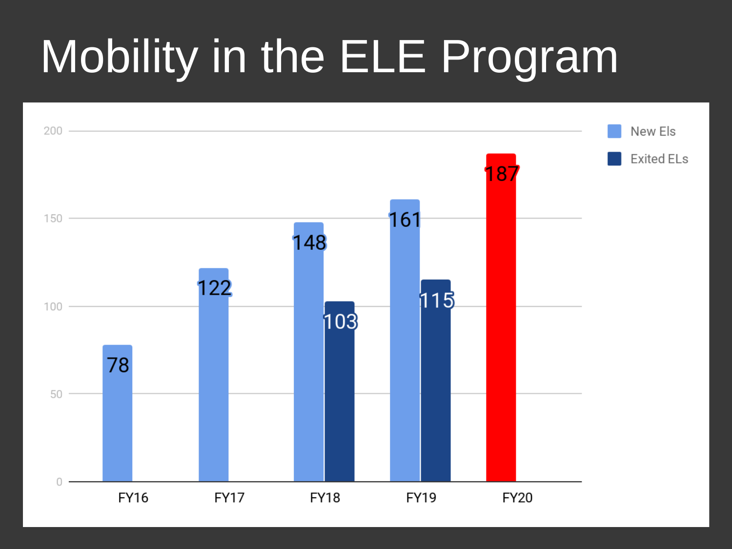# Mobility in the ELE Program

| | New Els | Exited ELs |
|---|---|---|
| FY16 | 78 | |
| FY17 | 122 | |
| FY18 | 148 | 103 |
| FY19 | 161 | 115 |
| FY20 | 187 | |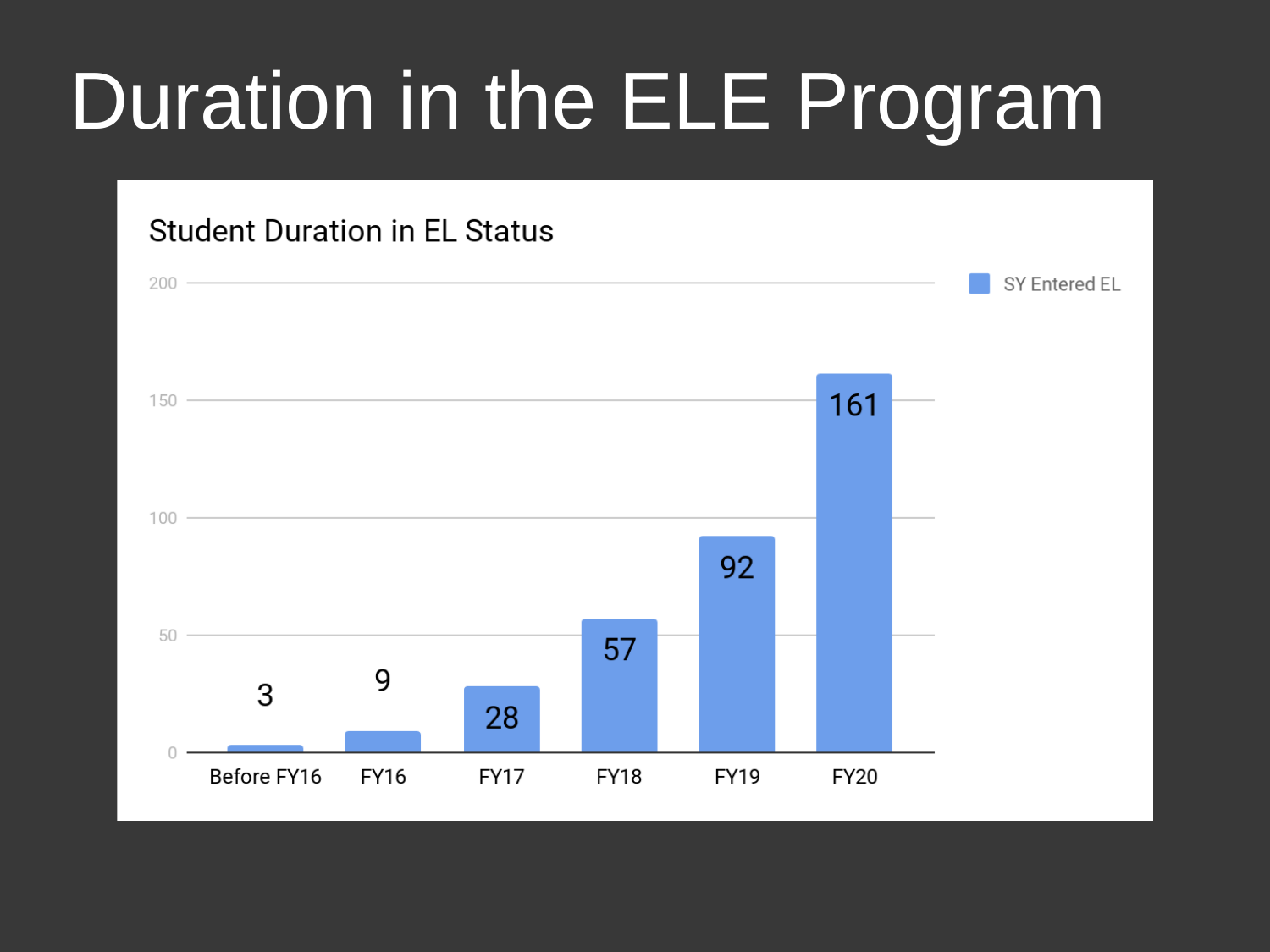# Duration in the ELE Program

**Student Duration in EL Status**

| | SY Entered EL |
|---|---|
| Before FY16 | 3 |
| FY16 | 9 |
| FY17 | 28 |
| FY18 | 57 |
| FY19 | 92 |
| FY20 | 161 |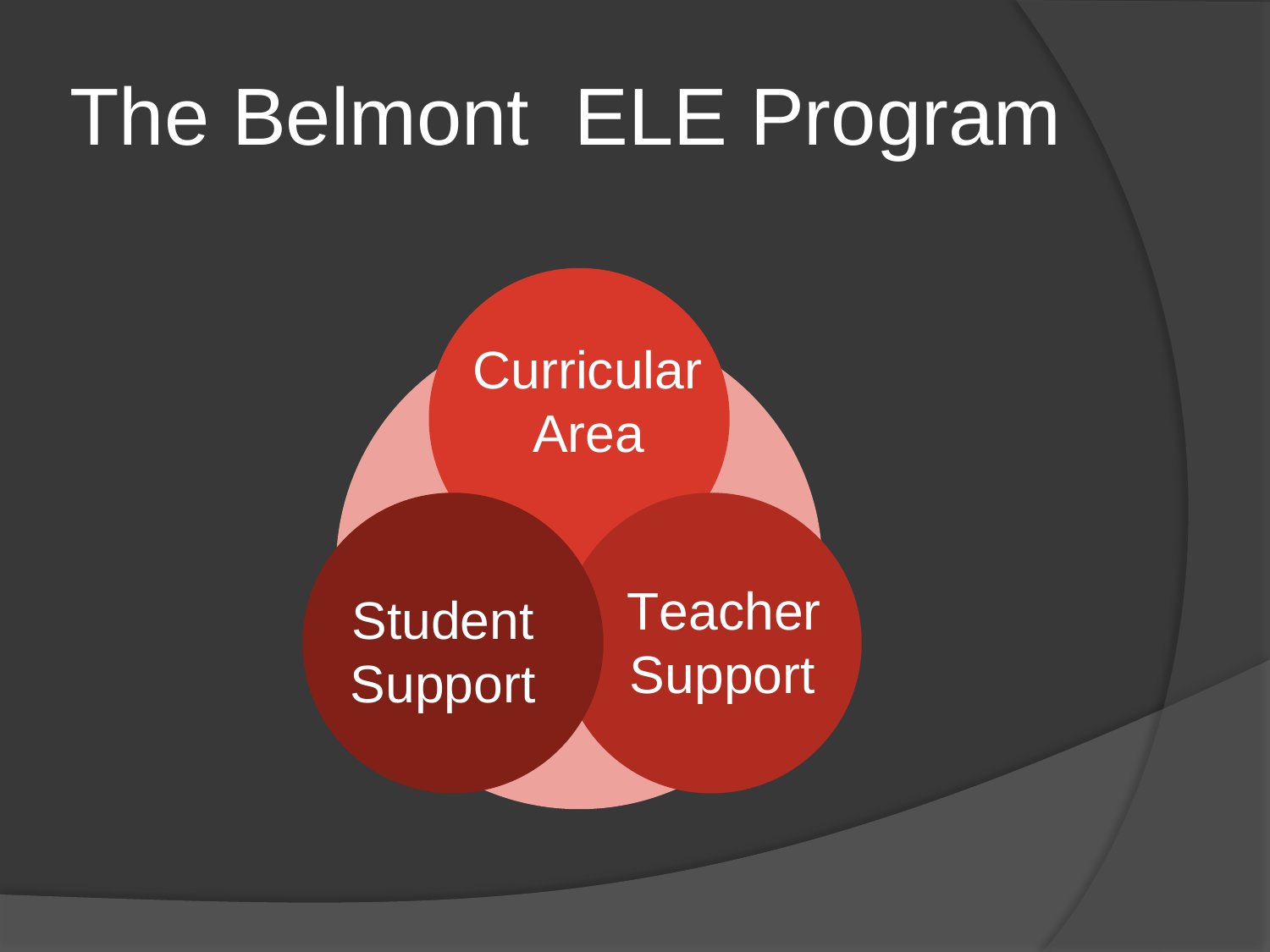# The Belmont ELE Program

- Curricular Area
- Student Support
- Teacher Support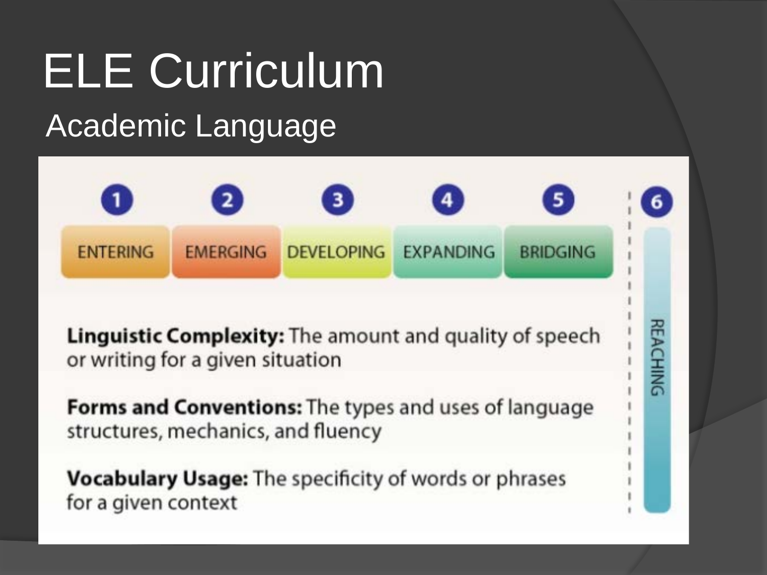# ELE Curriculum

## Academic Language

| 1 | 2 | 3 | 4 | 5 | 6 |
|---|---|---|---|---|---|
| ENTERING | EMERGING | DEVELOPING | EXPANDING | BRIDGING | REACHING |

**Linguistic Complexity:** The amount and quality of speech or writing for a given situation

**Forms and Conventions:** The types and uses of language structures, mechanics, and fluency

**Vocabulary Usage:** The specificity of words or phrases for a given context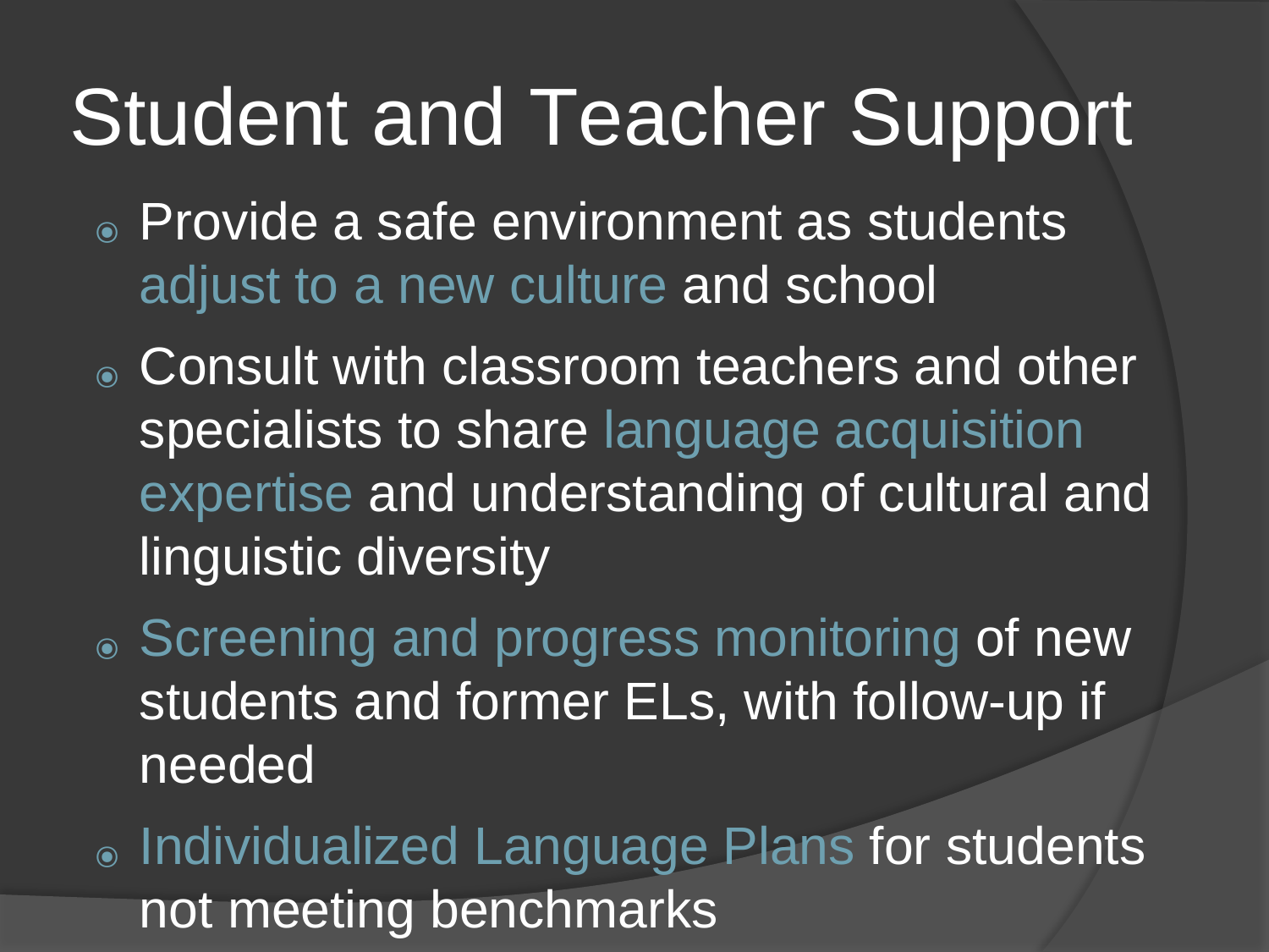# Student and Teacher Support

- Provide a safe environment as students adjust to a new culture and school
- Consult with classroom teachers and other specialists to share language acquisition expertise and understanding of cultural and linguistic diversity
- Screening and progress monitoring of new students and former ELs, with follow-up if needed
- Individualized Language Plans for students not meeting benchmarks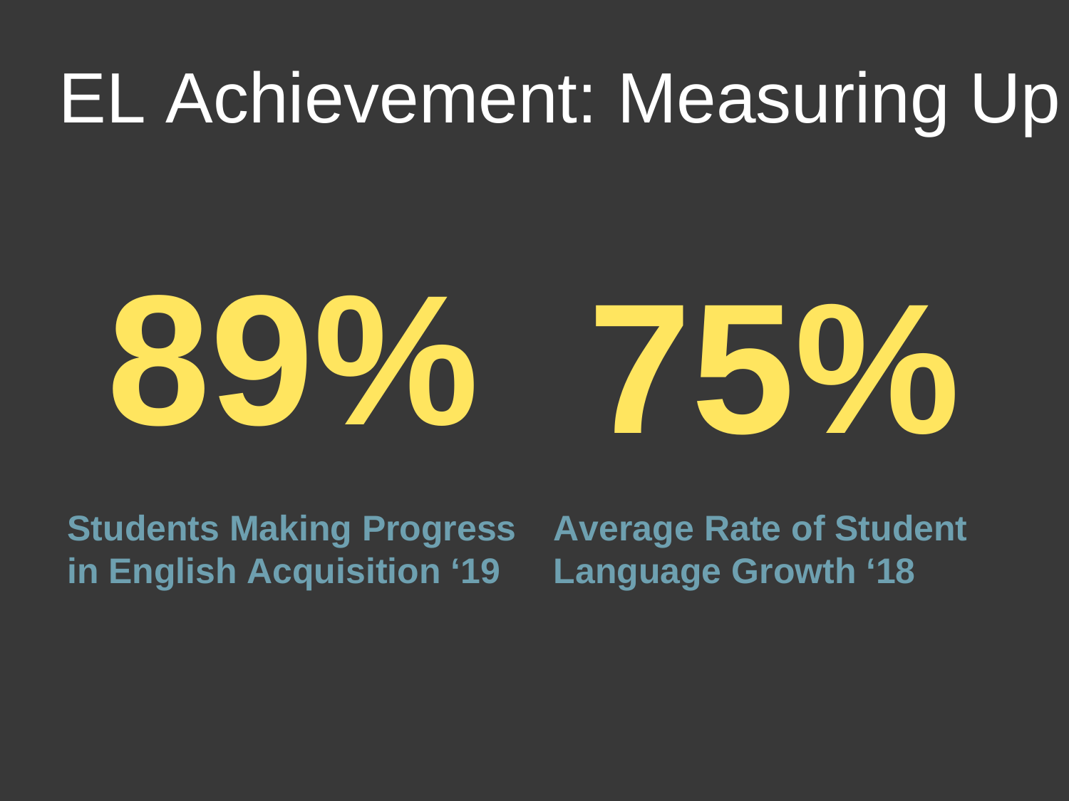# EL Achievement: Measuring Up

**89%**

**Students Making Progress in English Acquisition ‘19**

**75%**

**Average Rate of Student Language Growth ‘18**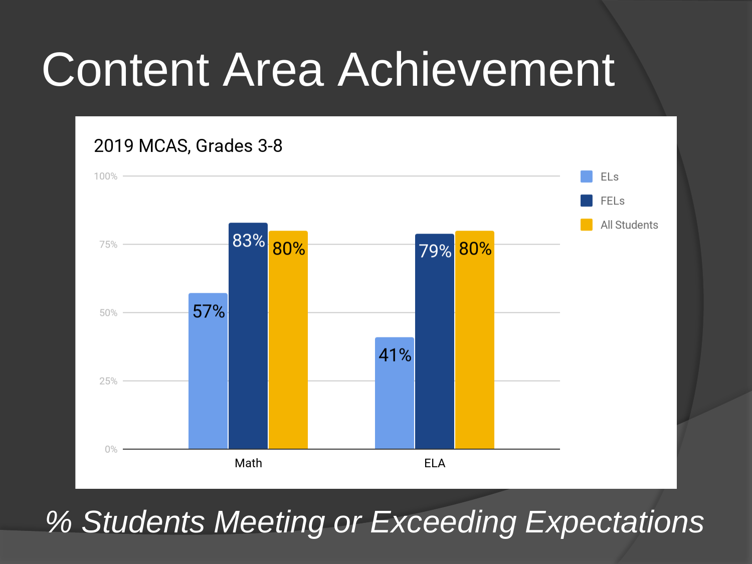# Content Area Achievement

**2019 MCAS, Grades 3-8**

| | ELs | FELs | All Students |
|---|---|---|---|
| Math | 57% | 83% | 80% |
| ELA | 41% | 79% | 80% |

*% Students Meeting or Exceeding Expectations*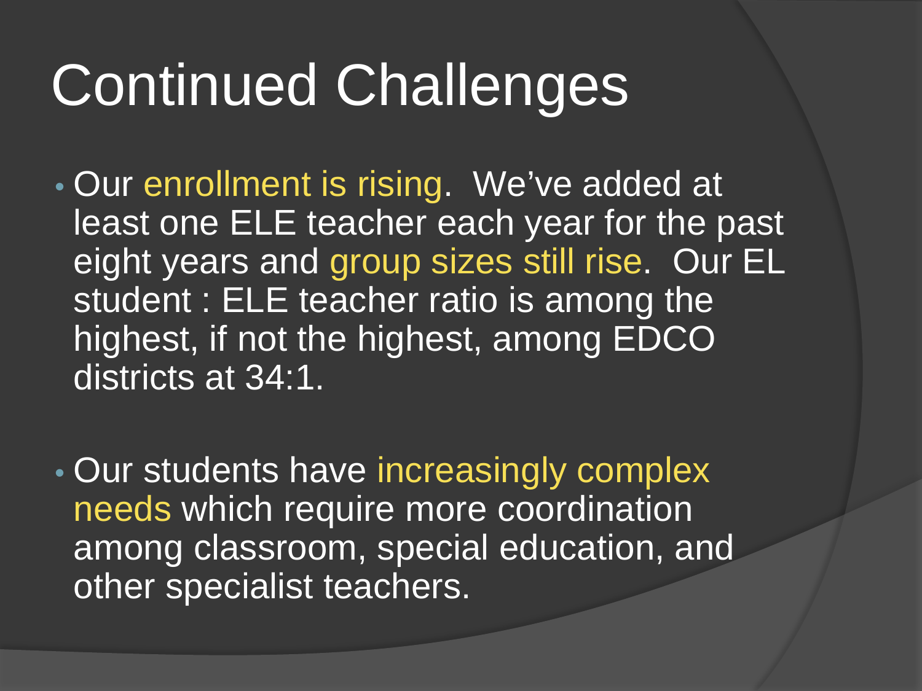# Continued Challenges

- Our enrollment is rising. We've added at least one ELE teacher each year for the past eight years and group sizes still rise. Our EL student : ELE teacher ratio is among the highest, if not the highest, among EDCO districts at 34:1.

- Our students have increasingly complex needs which require more coordination among classroom, special education, and other specialist teachers.